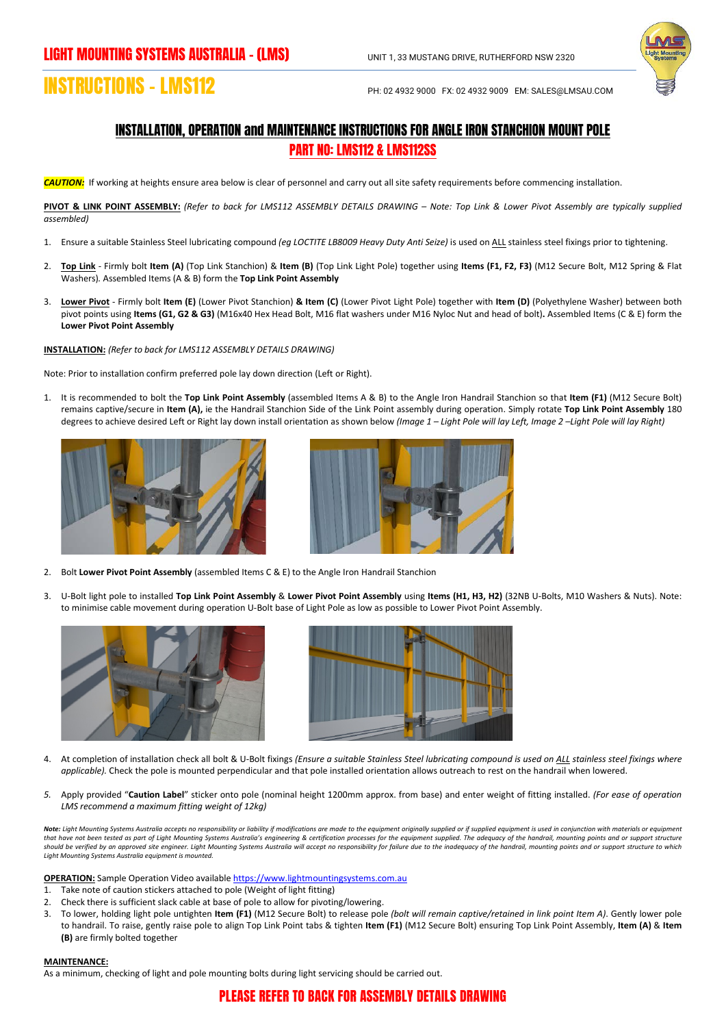# LIGHT MOUNTING SYSTEMS AUSTRALIA - (LMS)

UNIT 1, 33 MUSTANG DRIVE, RUTHERFORD NSW 2320

# INSTRUCTIONS - LMS112

PH: 02 4932 9000 FX: 02 4932 9009 EM: SALES@LMSAU.COM

## INSTALLATION, OPERATION and MAINTENANCE INSTRUCTIONS FOR ANGLE IRON STANCHION MOUNT POLE

## PART NO: LMS112 & LMS112SS

***CAUTION:*** If working at heights ensure area below is clear of personnel and carry out all site safety requirements before commencing installation.

**PIVOT & LINK POINT ASSEMBLY:** *(Refer to back for LMS112 ASSEMBLY DETAILS DRAWING – Note: Top Link & Lower Pivot Assembly are typically supplied assembled)*

1. Ensure a suitable Stainless Steel lubricating compound *(eg LOCTITE LB8009 Heavy Duty Anti Seize)* is used on ALL stainless steel fixings prior to tightening.
2. **Top Link** - Firmly bolt **Item (A)** (Top Link Stanchion) & **Item (B)** (Top Link Light Pole) together using **Items (F1, F2, F3)** (M12 Secure Bolt, M12 Spring & Flat Washers). Assembled Items (A & B) form the **Top Link Point Assembly**
3. **Lower Pivot** - Firmly bolt **Item (E)** (Lower Pivot Stanchion) **& Item (C)** (Lower Pivot Light Pole) together with **Item (D)** (Polyethylene Washer) between both pivot points using **Items (G1, G2 & G3)** (M16x40 Hex Head Bolt, M16 flat washers under M16 Nyloc Nut and head of bolt)**.** Assembled Items (C & E) form the **Lower Pivot Point Assembly**

**INSTALLATION:** *(Refer to back for LMS112 ASSEMBLY DETAILS DRAWING)*

Note: Prior to installation confirm preferred pole lay down direction (Left or Right).

1. It is recommended to bolt the **Top Link Point Assembly** (assembled Items A & B) to the Angle Iron Handrail Stanchion so that **Item (F1)** (M12 Secure Bolt) remains captive/secure in **Item (A),** ie the Handrail Stanchion Side of the Link Point assembly during operation. Simply rotate **Top Link Point Assembly** 180 degrees to achieve desired Left or Right lay down install orientation as shown below *(Image 1 – Light Pole will lay Left, Image 2 –Light Pole will lay Right)*
2. Bolt **Lower Pivot Point Assembly** (assembled Items C & E) to the Angle Iron Handrail Stanchion
3. U-Bolt light pole to installed **Top Link Point Assembly** & **Lower Pivot Point Assembly** using **Items (H1, H3, H2)** (32NB U-Bolts, M10 Washers & Nuts). Note: to minimise cable movement during operation U-Bolt base of Light Pole as low as possible to Lower Pivot Point Assembly.
4. At completion of installation check all bolt & U-Bolt fixings *(Ensure a suitable Stainless Steel lubricating compound is used on ALL stainless steel fixings where applicable).* Check the pole is mounted perpendicular and that pole installed orientation allows outreach to rest on the handrail when lowered.
5. Apply provided "**Caution Label**" sticker onto pole (nominal height 1200mm approx. from base) and enter weight of fitting installed. *(For ease of operation LMS recommend a maximum fitting weight of 12kg)*

***Note:*** *Light Mounting Systems Australia accepts no responsibility or liability if modifications are made to the equipment originally supplied or if supplied equipment is used in conjunction with materials or equipment that have not been tested as part of Light Mounting Systems Australia's engineering & certification processes for the equipment supplied. The adequacy of the handrail, mounting points and or support structure should be verified by an approved site engineer. Light Mounting Systems Australia will accept no responsibility for failure due to the inadequacy of the handrail, mounting points and or support structure to which Light Mounting Systems Australia equipment is mounted.*

**OPERATION:** Sample Operation Video available https://www.lightmountingsystems.com.au

1. Take note of caution stickers attached to pole (Weight of light fitting)
2. Check there is sufficient slack cable at base of pole to allow for pivoting/lowering.
3. To lower, holding light pole untighten **Item (F1)** (M12 Secure Bolt) to release pole *(bolt will remain captive/retained in link point Item A)*. Gently lower pole to handrail. To raise, gently raise pole to align Top Link Point tabs & tighten **Item (F1)** (M12 Secure Bolt) ensuring Top Link Point Assembly, **Item (A)** & **Item (B)** are firmly bolted together

**MAINTENANCE:**

As a minimum, checking of light and pole mounting bolts during light servicing should be carried out.

## PLEASE REFER TO BACK FOR ASSEMBLY DETAILS DRAWING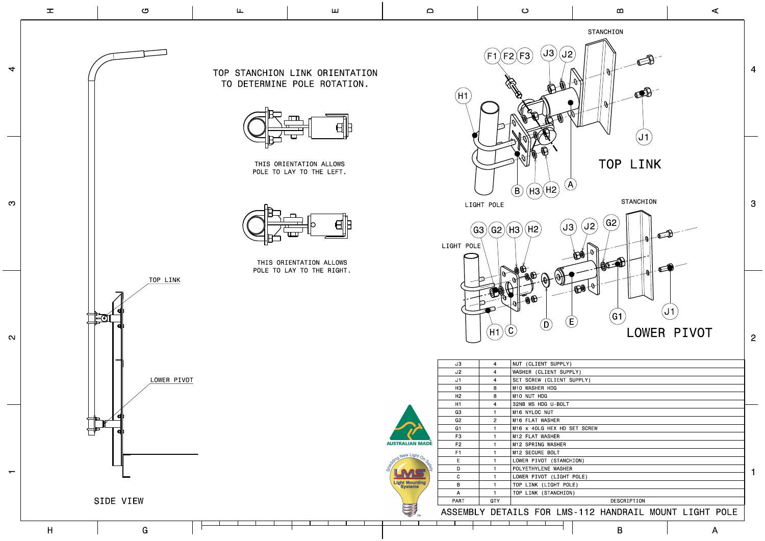TOP STANCHION LINK ORIENTATION TO DETERMINE POLE ROTATION.

THIS ORIENTATION ALLOWS POLE TO LAY TO THE LEFT.

THIS ORIENTATION ALLOWS POLE TO LAY TO THE RIGHT.

STANCHION

F1 F2 F3 J3 J2 H1 J1

TOP LINK

B H3 H2 A

LIGHT POLE

STANCHION

G3 G2 H3 H2 J3 J2 G2

LIGHT POLE

H1 C D E G1 J1

LOWER PIVOT

TOP LINK

LOWER PIVOT

SIDE VIEW

| PART | QTY | DESCRIPTION |
|---|---|---|
| J3 | 4 | NUT (CLIENT SUPPLY) |
| J2 | 4 | WASHER (CLIENT SUPPLY) |
| J1 | 4 | SET SCREW (CLIENT SUPPLY) |
| H3 | 8 | M10 WASHER HDG |
| H2 | 8 | M10 NUT HDG |
| H1 | 4 | 32NB MS HDG U-BOLT |
| G3 | 1 | M16 NYLOC NUT |
| G2 | 2 | M16 FLAT WASHER |
| G1 | 1 | M16 x 40LG HEX HD SET SCREW |
| F3 | 1 | M12 FLAT WASHER |
| F2 | 1 | M12 SPRING WASHER |
| F1 | 1 | M12 SECURE BOLT |
| E | 1 | LOWER PIVOT (STANCHION) |
| D | 1 | POLYETHYLENE WASHER |
| C | 1 | LOWER PIVOT (LIGHT POLE) |
| B | 1 | TOP LINK (LIGHT POLE) |
| A | 1 | TOP LINK (STANCHION) |

AUSTRALIAN MADE

Shedding New Light On Safety

LMS Light Mounting Systems

ASSEMBLY DETAILS FOR LMS-112 HANDRAIL MOUNT LIGHT POLE